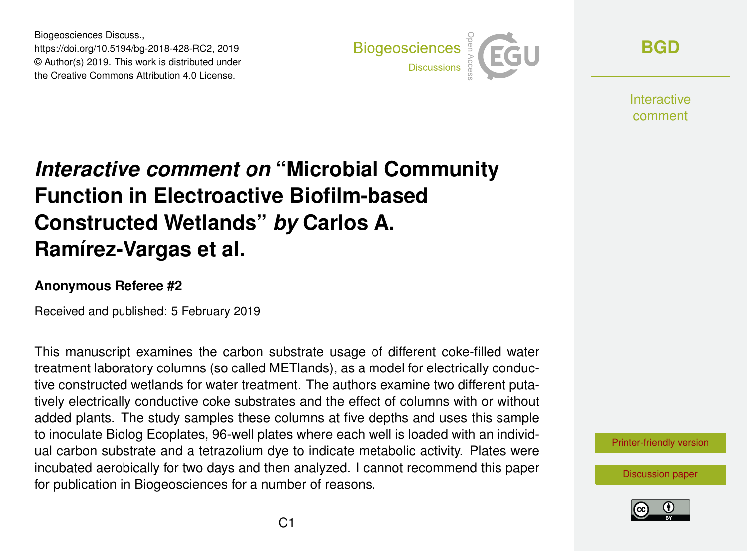Biogeosciences Discuss.,
https://doi.org/10.5194/bg-2018-428-RC2, 2019
© Author(s) 2019. This work is distributed under
the Creative Commons Attribution 4.0 License.

# *Interactive comment on* "Microbial Community Function in Electroactive Biofilm-based Constructed Wetlands" *by* Carlos A. Ramírez-Vargas et al.

### Anonymous Referee #2

Received and published: 5 February 2019

This manuscript examines the carbon substrate usage of different coke-filled water treatment laboratory columns (so called METlands), as a model for electrically conductive constructed wetlands for water treatment. The authors examine two different putatively electrically conductive coke substrates and the effect of columns with or without added plants. The study samples these columns at five depths and uses this sample to inoculate Biolog Ecoplates, 96-well plates where each well is loaded with an individual carbon substrate and a tetrazolium dye to indicate metabolic activity. Plates were incubated aerobically for two days and then analyzed. I cannot recommend this paper for publication in Biogeosciences for a number of reasons.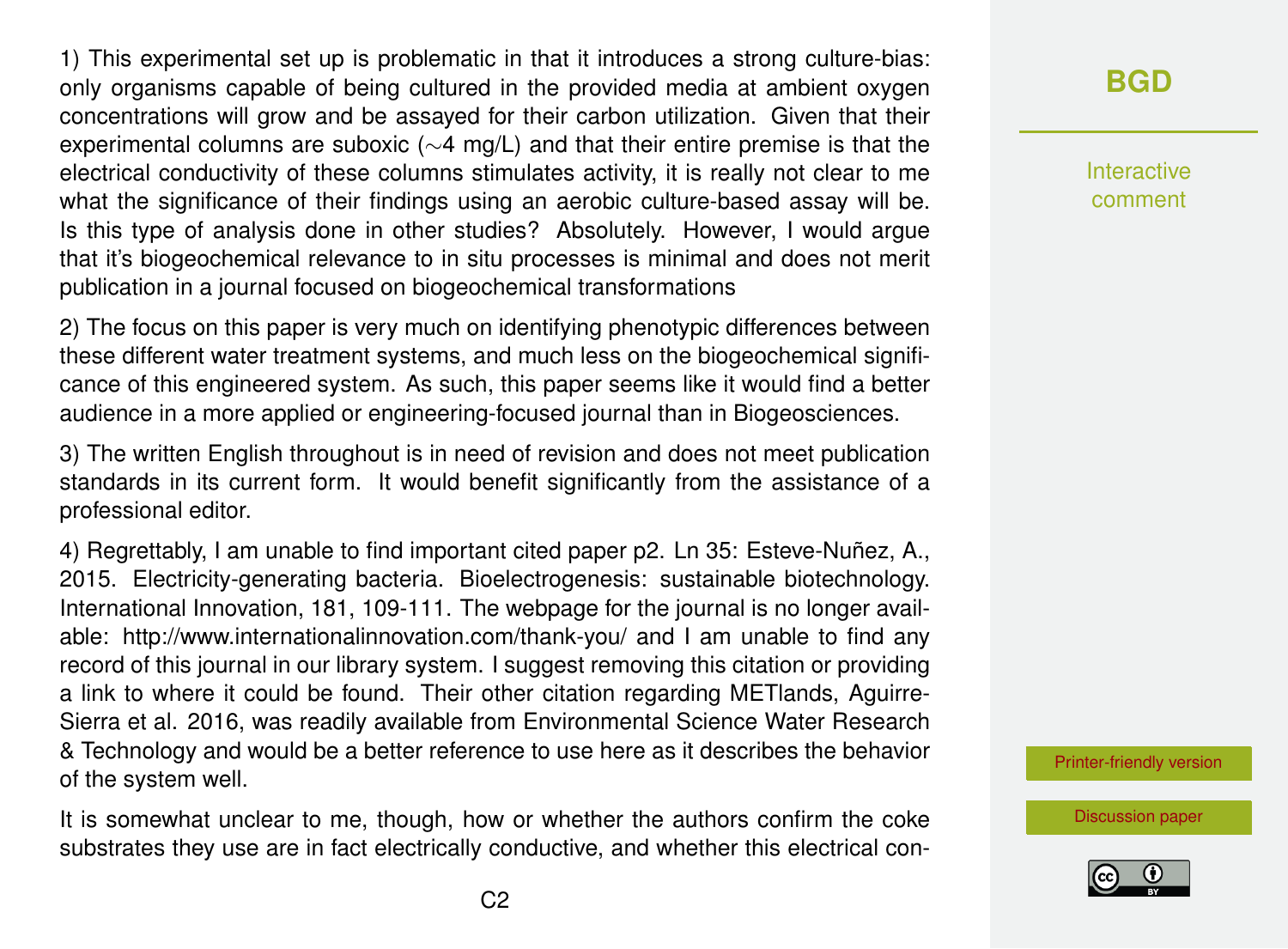1) This experimental set up is problematic in that it introduces a strong culture-bias: only organisms capable of being cultured in the provided media at ambient oxygen concentrations will grow and be assayed for their carbon utilization. Given that their experimental columns are suboxic (∼4 mg/L) and that their entire premise is that the electrical conductivity of these columns stimulates activity, it is really not clear to me what the significance of their findings using an aerobic culture-based assay will be. Is this type of analysis done in other studies? Absolutely. However, I would argue that it's biogeochemical relevance to in situ processes is minimal and does not merit publication in a journal focused on biogeochemical transformations

2) The focus on this paper is very much on identifying phenotypic differences between these different water treatment systems, and much less on the biogeochemical significance of this engineered system. As such, this paper seems like it would find a better audience in a more applied or engineering-focused journal than in Biogeosciences.

3) The written English throughout is in need of revision and does not meet publication standards in its current form. It would benefit significantly from the assistance of a professional editor.

4) Regrettably, I am unable to find important cited paper p2. Ln 35: Esteve-Nuñez, A., 2015. Electricity-generating bacteria. Bioelectrogenesis: sustainable biotechnology. International Innovation, 181, 109-111. The webpage for the journal is no longer available: http://www.internationalinnovation.com/thank-you/ and I am unable to find any record of this journal in our library system. I suggest removing this citation or providing a link to where it could be found. Their other citation regarding METlands, Aguirre-Sierra et al. 2016, was readily available from Environmental Science Water Research & Technology and would be a better reference to use here as it describes the behavior of the system well.

It is somewhat unclear to me, though, how or whether the authors confirm the coke substrates they use are in fact electrically conductive, and whether this electrical con-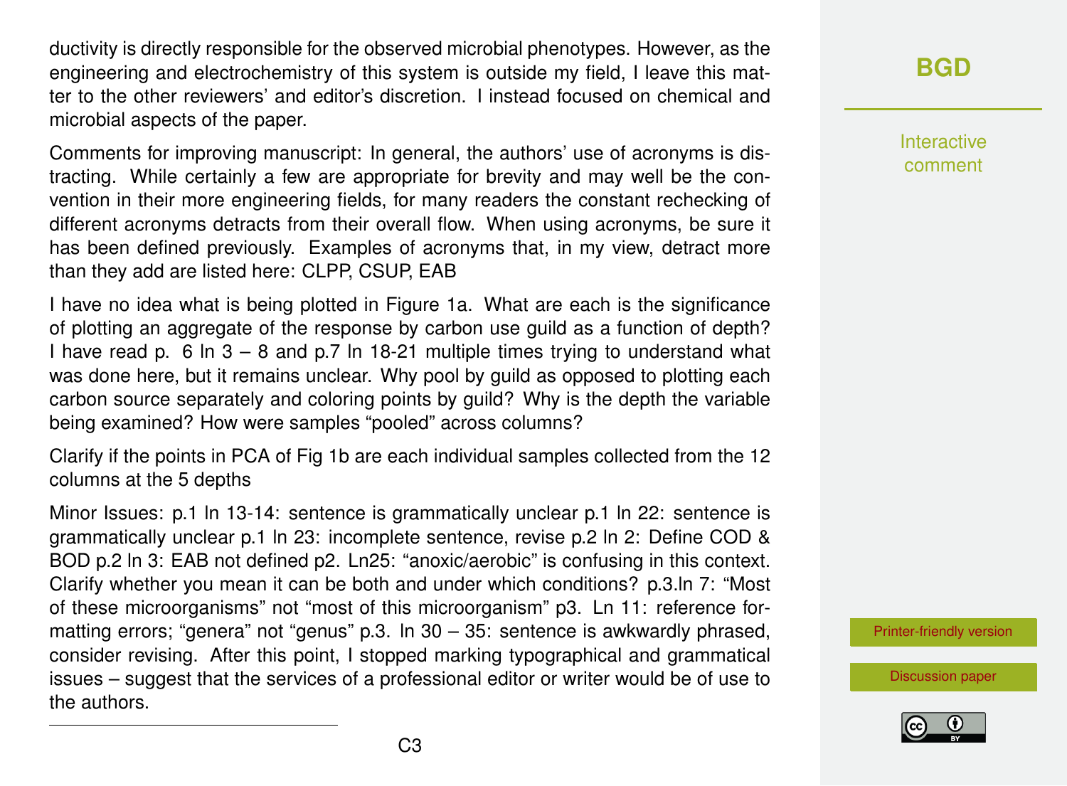ductivity is directly responsible for the observed microbial phenotypes. However, as the engineering and electrochemistry of this system is outside my field, I leave this matter to the other reviewers' and editor's discretion. I instead focused on chemical and microbial aspects of the paper.

Comments for improving manuscript: In general, the authors' use of acronyms is distracting. While certainly a few are appropriate for brevity and may well be the convention in their more engineering fields, for many readers the constant rechecking of different acronyms detracts from their overall flow. When using acronyms, be sure it has been defined previously. Examples of acronyms that, in my view, detract more than they add are listed here: CLPP, CSUP, EAB

I have no idea what is being plotted in Figure 1a. What are each is the significance of plotting an aggregate of the response by carbon use guild as a function of depth? I have read p. 6 ln 3 – 8 and p.7 ln 18-21 multiple times trying to understand what was done here, but it remains unclear. Why pool by guild as opposed to plotting each carbon source separately and coloring points by guild? Why is the depth the variable being examined? How were samples "pooled" across columns?

Clarify if the points in PCA of Fig 1b are each individual samples collected from the 12 columns at the 5 depths

Minor Issues: p.1 ln 13-14: sentence is grammatically unclear p.1 ln 22: sentence is grammatically unclear p.1 ln 23: incomplete sentence, revise p.2 ln 2: Define COD & BOD p.2 ln 3: EAB not defined p2. Ln25: "anoxic/aerobic" is confusing in this context. Clarify whether you mean it can be both and under which conditions? p.3.ln 7: "Most of these microorganisms" not "most of this microorganism" p3. Ln 11: reference formatting errors; "genera" not "genus" p.3. ln 30 – 35: sentence is awkwardly phrased, consider revising. After this point, I stopped marking typographical and grammatical issues – suggest that the services of a professional editor or writer would be of use to the authors.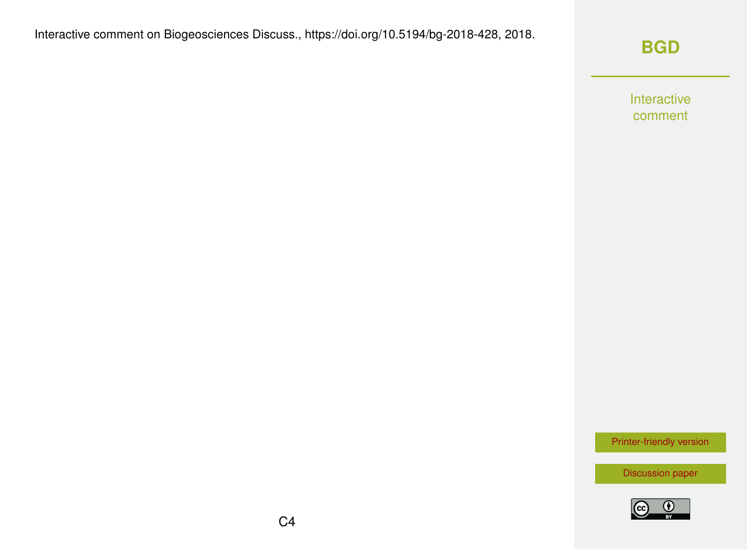Interactive comment on Biogeosciences Discuss., https://doi.org/10.5194/bg-2018-428, 2018.